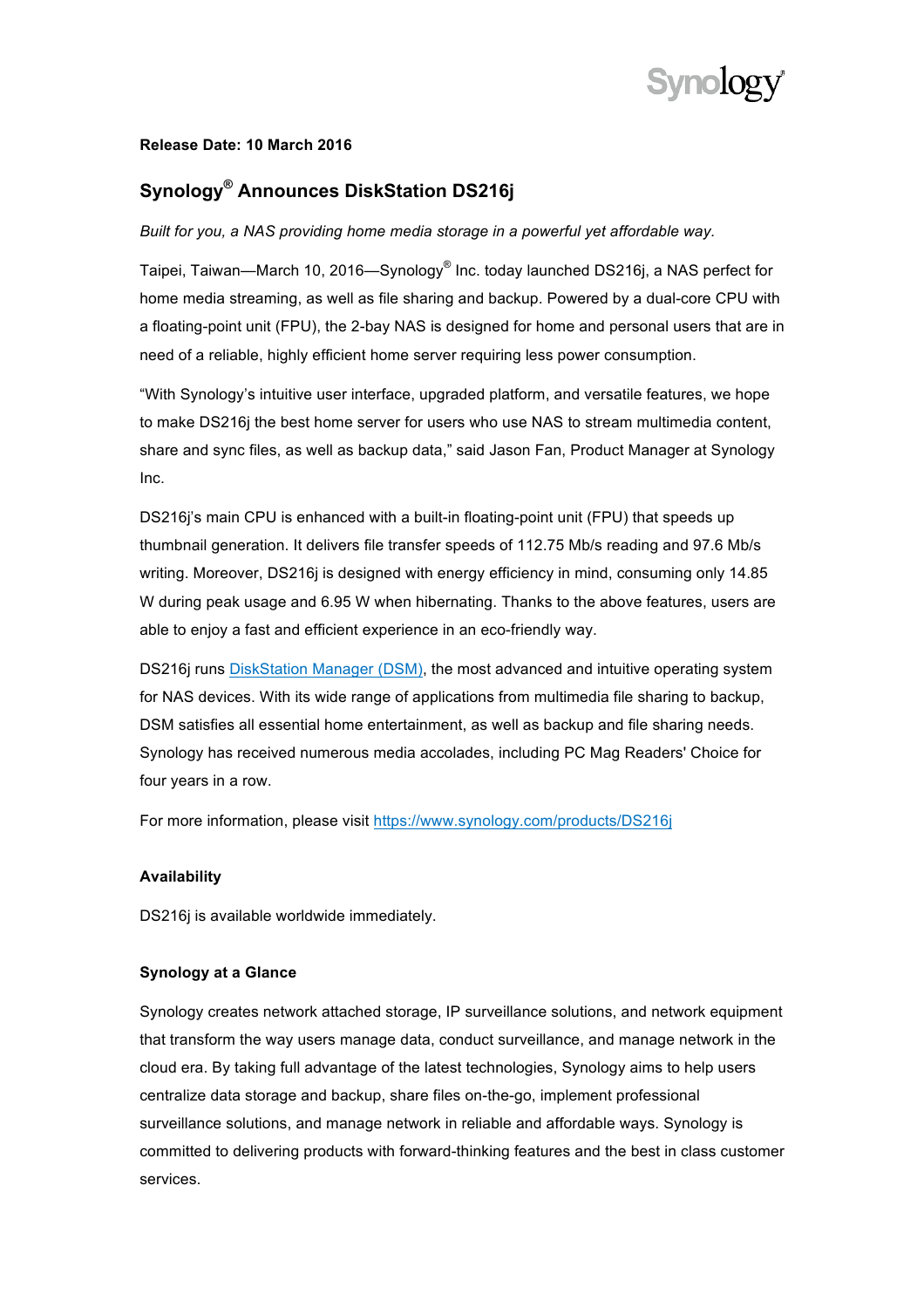**Release Date: 10 March 2016**

# Synology® Announces DiskStation DS216j

*Built for you, a NAS providing home media storage in a powerful yet affordable way.*

Taipei, Taiwan—March 10, 2016—Synology® Inc. today launched DS216j, a NAS perfect for home media streaming, as well as file sharing and backup. Powered by a dual-core CPU with a floating-point unit (FPU), the 2-bay NAS is designed for home and personal users that are in need of a reliable, highly efficient home server requiring less power consumption.

"With Synology's intuitive user interface, upgraded platform, and versatile features, we hope to make DS216j the best home server for users who use NAS to stream multimedia content, share and sync files, as well as backup data," said Jason Fan, Product Manager at Synology Inc.

DS216j's main CPU is enhanced with a built-in floating-point unit (FPU) that speeds up thumbnail generation. It delivers file transfer speeds of 112.75 Mb/s reading and 97.6 Mb/s writing. Moreover, DS216j is designed with energy efficiency in mind, consuming only 14.85 W during peak usage and 6.95 W when hibernating. Thanks to the above features, users are able to enjoy a fast and efficient experience in an eco-friendly way.

DS216j runs [DiskStation Manager (DSM)](), the most advanced and intuitive operating system for NAS devices. With its wide range of applications from multimedia file sharing to backup, DSM satisfies all essential home entertainment, as well as backup and file sharing needs. Synology has received numerous media accolades, including PC Mag Readers' Choice for four years in a row.

For more information, please visit [https://www.synology.com/products/DS216j](https://www.synology.com/products/DS216j)

**Availability**

DS216j is available worldwide immediately.

**Synology at a Glance**

Synology creates network attached storage, IP surveillance solutions, and network equipment that transform the way users manage data, conduct surveillance, and manage network in the cloud era. By taking full advantage of the latest technologies, Synology aims to help users centralize data storage and backup, share files on-the-go, implement professional surveillance solutions, and manage network in reliable and affordable ways. Synology is committed to delivering products with forward-thinking features and the best in class customer services.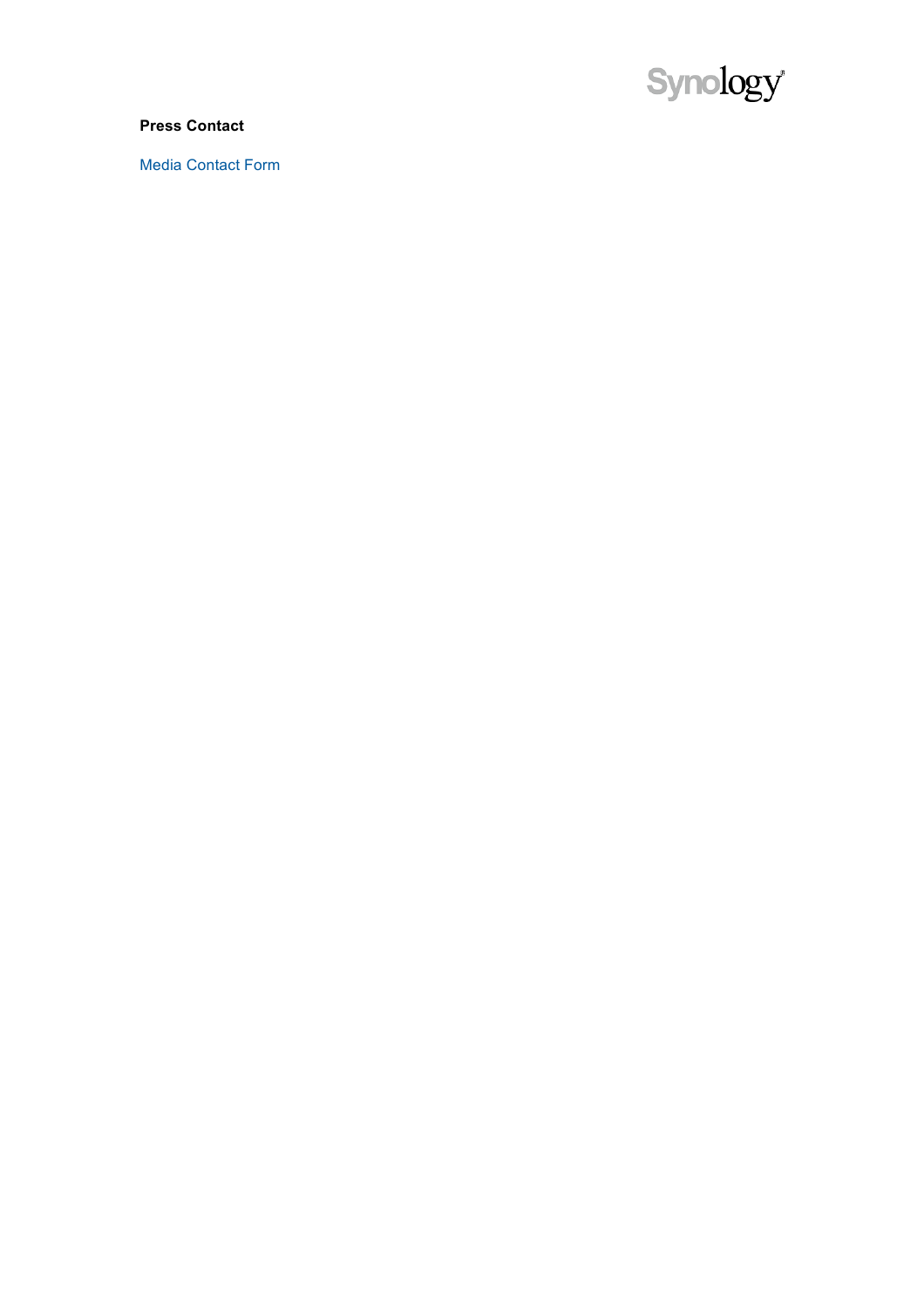**Press Contact**

Media Contact Form